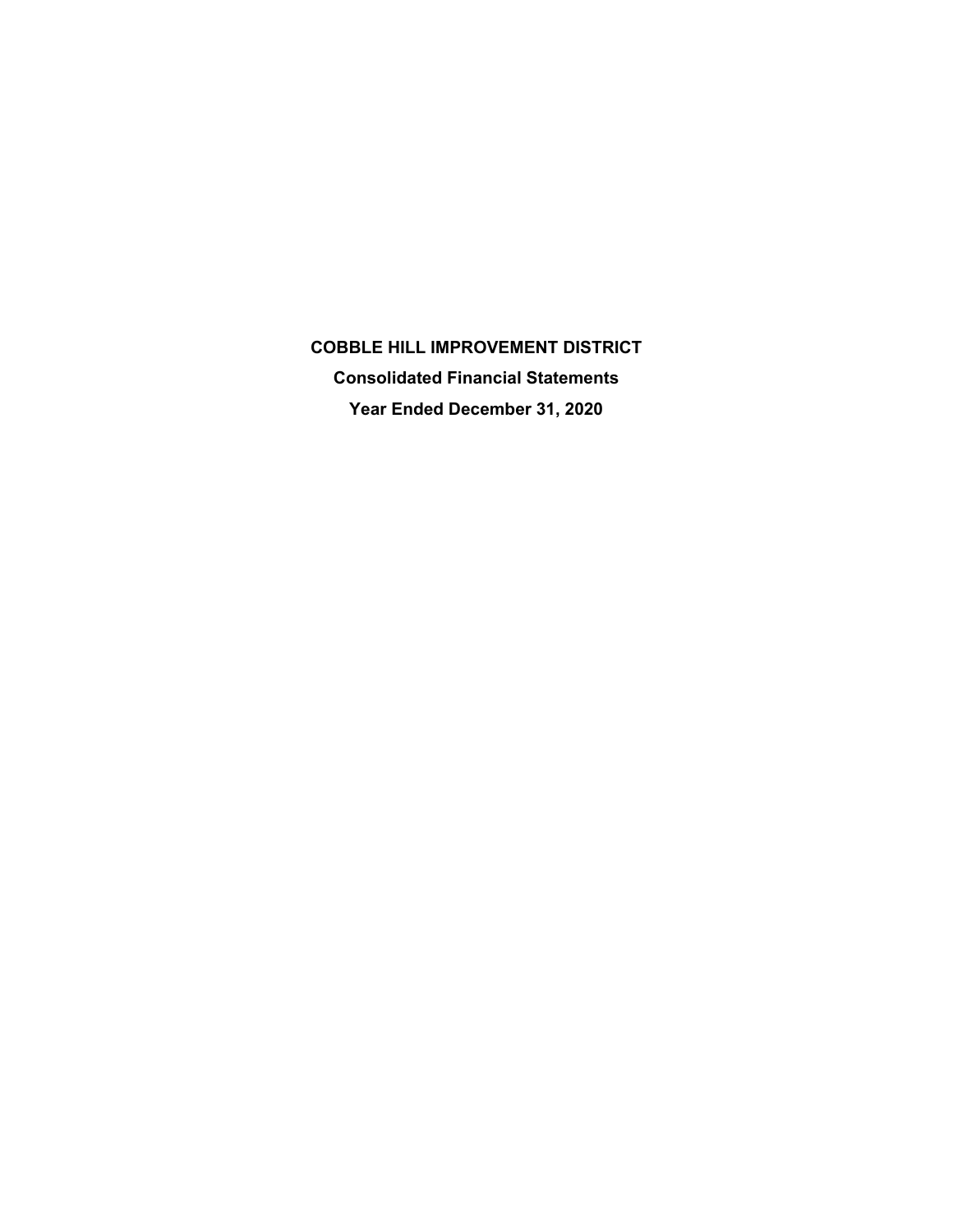# COBBLE HILL IMPROVEMENT DISTRICT

## Consolidated Financial Statements

## Year Ended December 31, 2020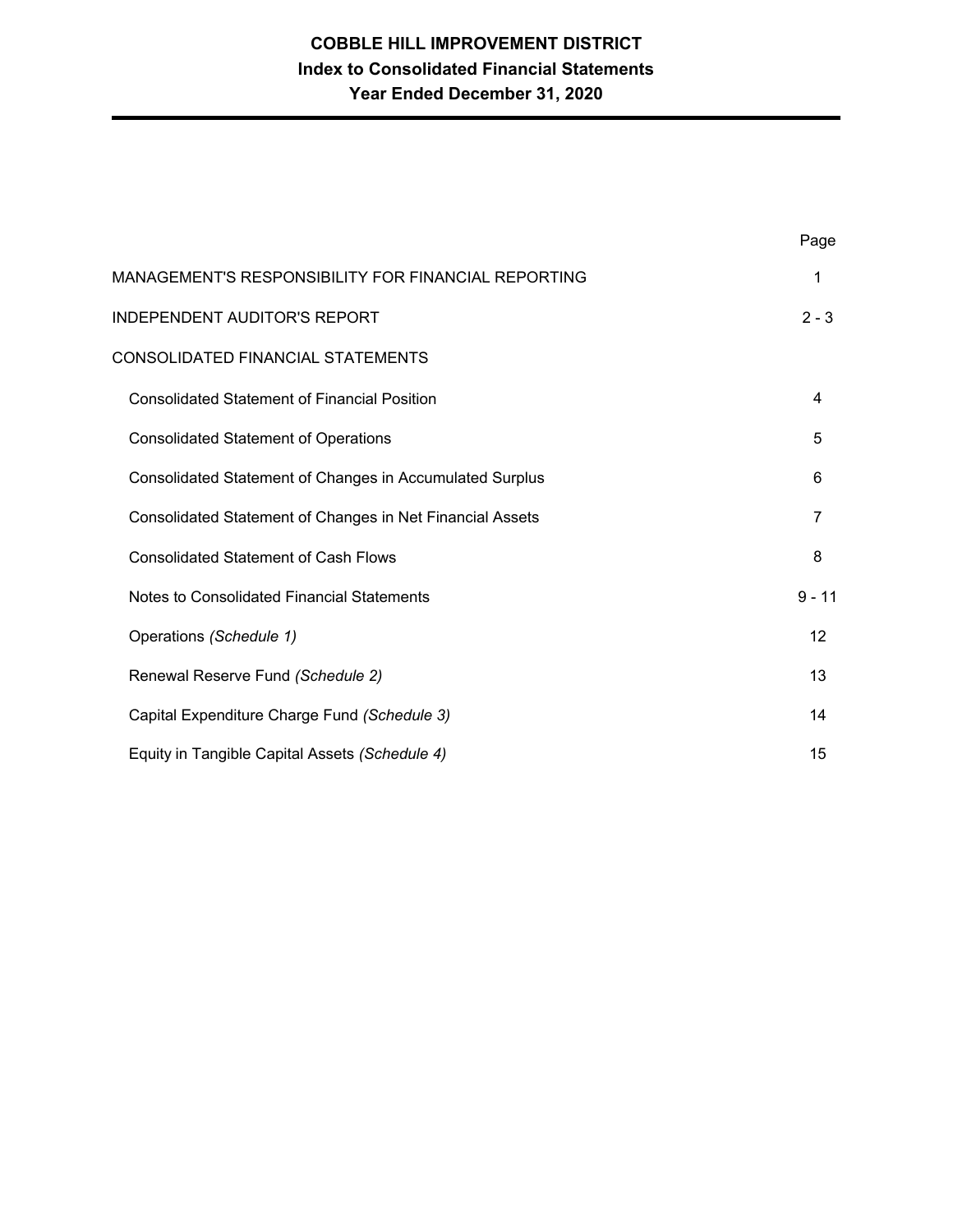# COBBLE HILL IMPROVEMENT DISTRICT
## Index to Consolidated Financial Statements
## Year Ended December 31, 2020

| | Page |
|---|---|
| MANAGEMENT'S RESPONSIBILITY FOR FINANCIAL REPORTING | 1 |
| INDEPENDENT AUDITOR'S REPORT | 2 - 3 |
| CONSOLIDATED FINANCIAL STATEMENTS | |
| Consolidated Statement of Financial Position | 4 |
| Consolidated Statement of Operations | 5 |
| Consolidated Statement of Changes in Accumulated Surplus | 6 |
| Consolidated Statement of Changes in Net Financial Assets | 7 |
| Consolidated Statement of Cash Flows | 8 |
| Notes to Consolidated Financial Statements | 9 - 11 |
| Operations *(Schedule 1)* | 12 |
| Renewal Reserve Fund *(Schedule 2)* | 13 |
| Capital Expenditure Charge Fund *(Schedule 3)* | 14 |
| Equity in Tangible Capital Assets *(Schedule 4)* | 15 |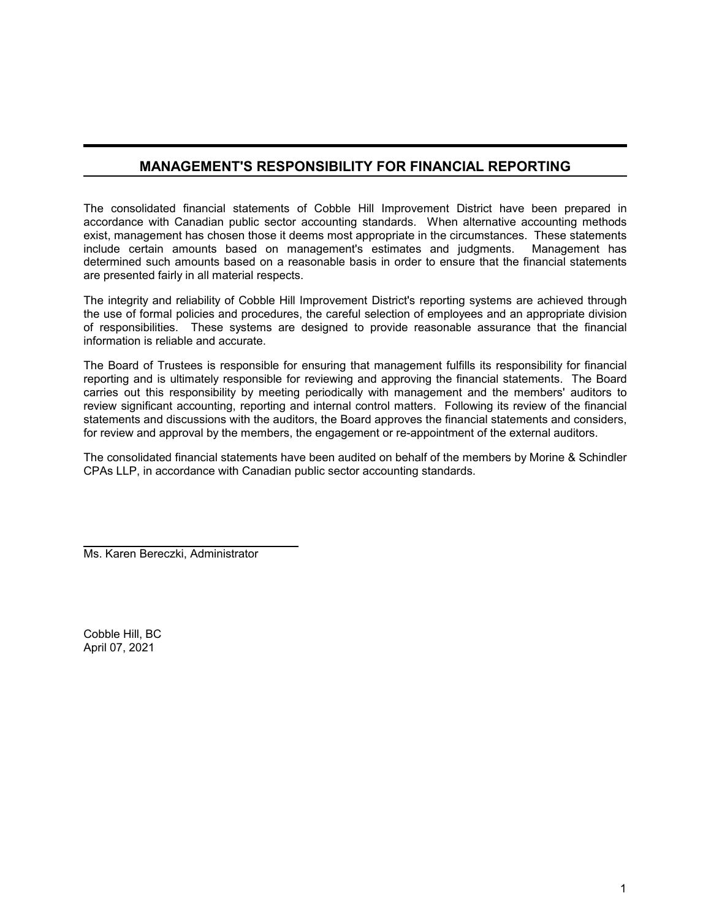## MANAGEMENT'S RESPONSIBILITY FOR FINANCIAL REPORTING

The consolidated financial statements of Cobble Hill Improvement District have been prepared in accordance with Canadian public sector accounting standards. When alternative accounting methods exist, management has chosen those it deems most appropriate in the circumstances. These statements include certain amounts based on management's estimates and judgments. Management has determined such amounts based on a reasonable basis in order to ensure that the financial statements are presented fairly in all material respects.

The integrity and reliability of Cobble Hill Improvement District's reporting systems are achieved through the use of formal policies and procedures, the careful selection of employees and an appropriate division of responsibilities. These systems are designed to provide reasonable assurance that the financial information is reliable and accurate.

The Board of Trustees is responsible for ensuring that management fulfills its responsibility for financial reporting and is ultimately responsible for reviewing and approving the financial statements. The Board carries out this responsibility by meeting periodically with management and the members' auditors to review significant accounting, reporting and internal control matters. Following its review of the financial statements and discussions with the auditors, the Board approves the financial statements and considers, for review and approval by the members, the engagement or re-appointment of the external auditors.

The consolidated financial statements have been audited on behalf of the members by Morine & Schindler CPAs LLP, in accordance with Canadian public sector accounting standards.

Ms. Karen Bereczki, Administrator

Cobble Hill, BC
April 07, 2021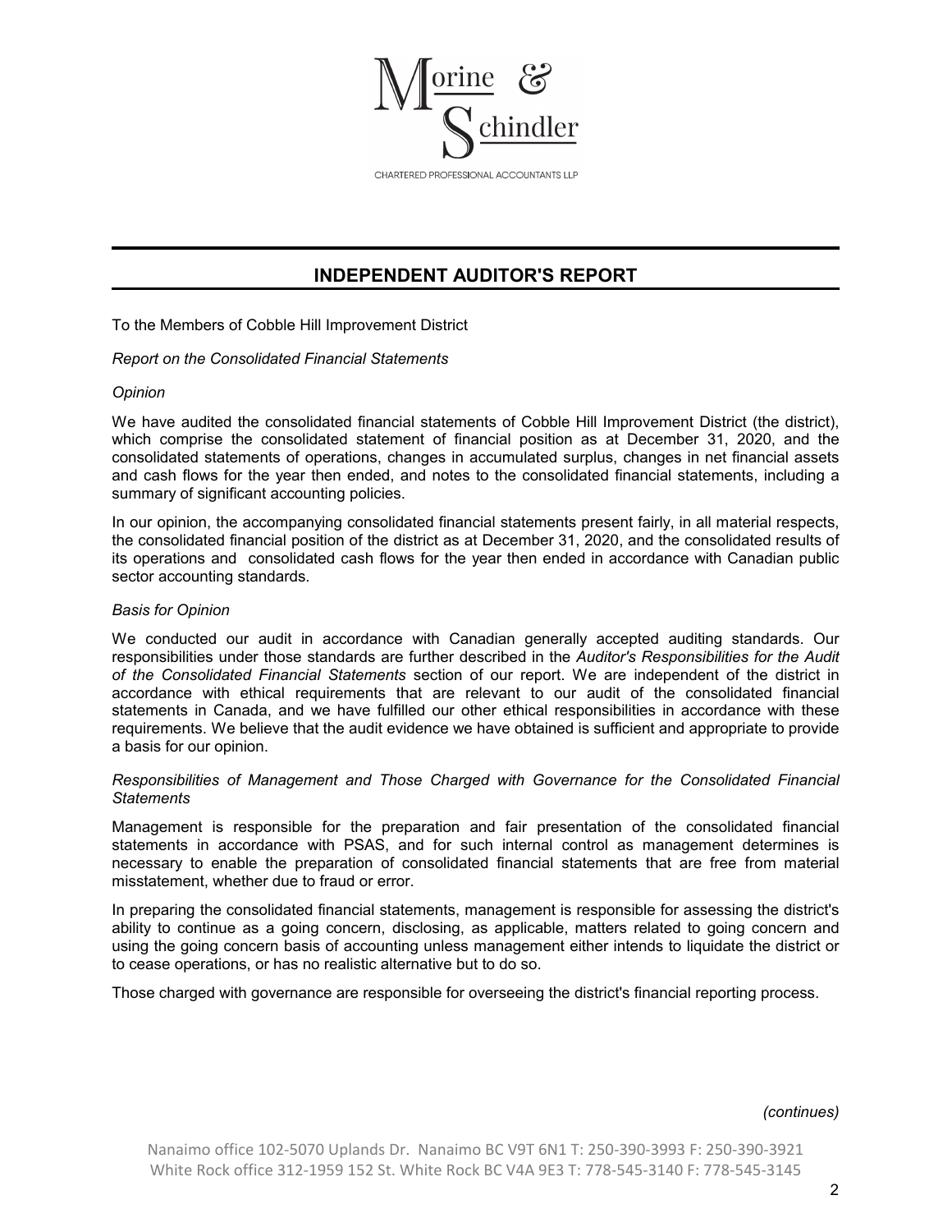Morine & Schindler

CHARTERED PROFESSIONAL ACCOUNTANTS LLP

## INDEPENDENT AUDITOR'S REPORT

To the Members of Cobble Hill Improvement District

*Report on the Consolidated Financial Statements*

*Opinion*

We have audited the consolidated financial statements of Cobble Hill Improvement District (the district), which comprise the consolidated statement of financial position as at December 31, 2020, and the consolidated statements of operations, changes in accumulated surplus, changes in net financial assets and cash flows for the year then ended, and notes to the consolidated financial statements, including a summary of significant accounting policies.

In our opinion, the accompanying consolidated financial statements present fairly, in all material respects, the consolidated financial position of the district as at December 31, 2020, and the consolidated results of its operations and consolidated cash flows for the year then ended in accordance with Canadian public sector accounting standards.

*Basis for Opinion*

We conducted our audit in accordance with Canadian generally accepted auditing standards. Our responsibilities under those standards are further described in the *Auditor's Responsibilities for the Audit of the Consolidated Financial Statements* section of our report. We are independent of the district in accordance with ethical requirements that are relevant to our audit of the consolidated financial statements in Canada, and we have fulfilled our other ethical responsibilities in accordance with these requirements. We believe that the audit evidence we have obtained is sufficient and appropriate to provide a basis for our opinion.

*Responsibilities of Management and Those Charged with Governance for the Consolidated Financial Statements*

Management is responsible for the preparation and fair presentation of the consolidated financial statements in accordance with PSAS, and for such internal control as management determines is necessary to enable the preparation of consolidated financial statements that are free from material misstatement, whether due to fraud or error.

In preparing the consolidated financial statements, management is responsible for assessing the district's ability to continue as a going concern, disclosing, as applicable, matters related to going concern and using the going concern basis of accounting unless management either intends to liquidate the district or to cease operations, or has no realistic alternative but to do so.

Those charged with governance are responsible for overseeing the district's financial reporting process.

*(continues)*

Nanaimo office 102-5070 Uplands Dr. Nanaimo BC V9T 6N1 T: 250-390-3993 F: 250-390-3921
White Rock office 312-1959 152 St. White Rock BC V4A 9E3 T: 778-545-3140 F: 778-545-3145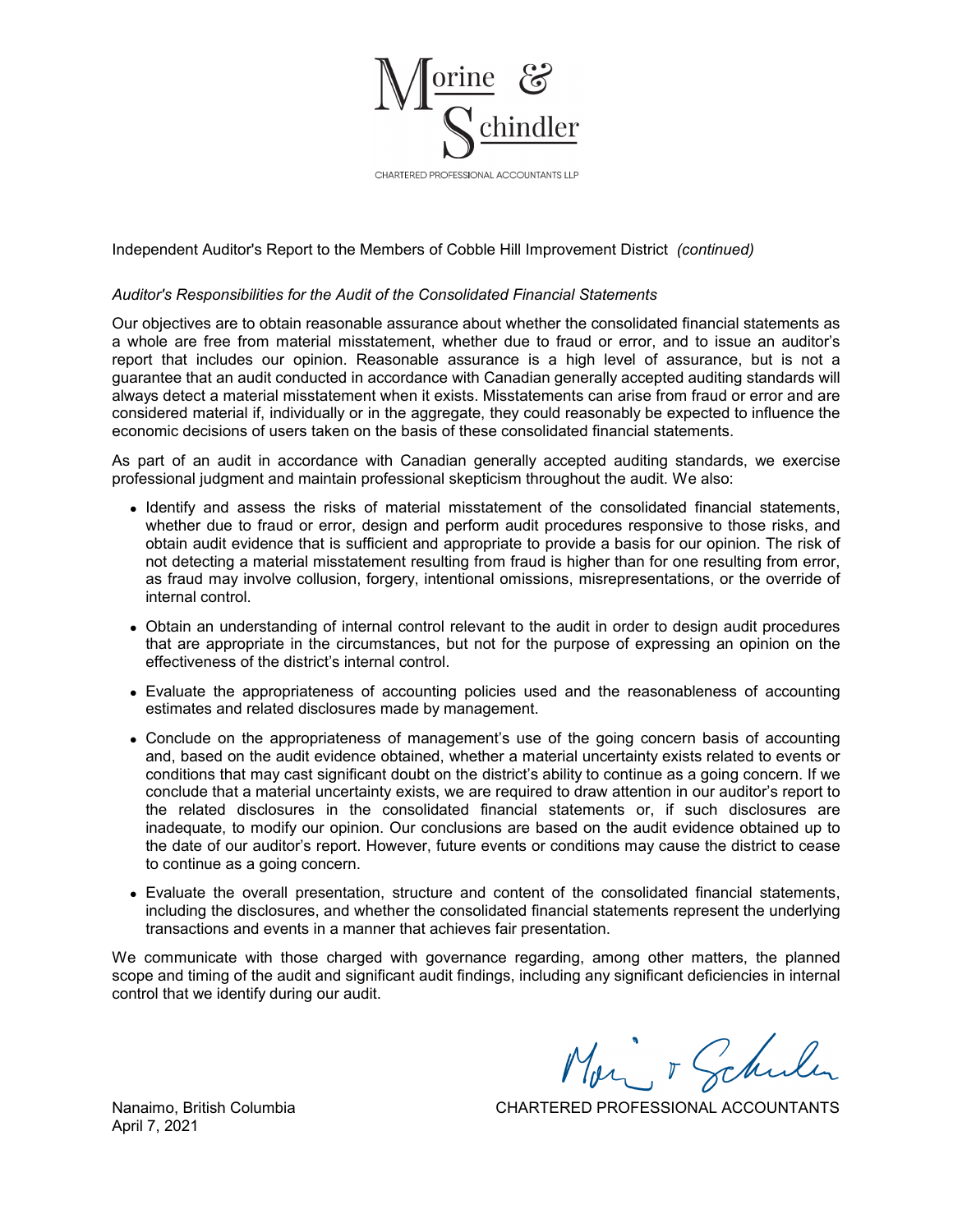Morine & Schindler

CHARTERED PROFESSIONAL ACCOUNTANTS LLP

Independent Auditor's Report to the Members of Cobble Hill Improvement District *(continued)*

*Auditor's Responsibilities for the Audit of the Consolidated Financial Statements*

Our objectives are to obtain reasonable assurance about whether the consolidated financial statements as a whole are free from material misstatement, whether due to fraud or error, and to issue an auditor's report that includes our opinion. Reasonable assurance is a high level of assurance, but is not a guarantee that an audit conducted in accordance with Canadian generally accepted auditing standards will always detect a material misstatement when it exists. Misstatements can arise from fraud or error and are considered material if, individually or in the aggregate, they could reasonably be expected to influence the economic decisions of users taken on the basis of these consolidated financial statements.

As part of an audit in accordance with Canadian generally accepted auditing standards, we exercise professional judgment and maintain professional skepticism throughout the audit. We also:

- Identify and assess the risks of material misstatement of the consolidated financial statements, whether due to fraud or error, design and perform audit procedures responsive to those risks, and obtain audit evidence that is sufficient and appropriate to provide a basis for our opinion. The risk of not detecting a material misstatement resulting from fraud is higher than for one resulting from error, as fraud may involve collusion, forgery, intentional omissions, misrepresentations, or the override of internal control.
- Obtain an understanding of internal control relevant to the audit in order to design audit procedures that are appropriate in the circumstances, but not for the purpose of expressing an opinion on the effectiveness of the district's internal control.
- Evaluate the appropriateness of accounting policies used and the reasonableness of accounting estimates and related disclosures made by management.
- Conclude on the appropriateness of management's use of the going concern basis of accounting and, based on the audit evidence obtained, whether a material uncertainty exists related to events or conditions that may cast significant doubt on the district's ability to continue as a going concern. If we conclude that a material uncertainty exists, we are required to draw attention in our auditor's report to the related disclosures in the consolidated financial statements or, if such disclosures are inadequate, to modify our opinion. Our conclusions are based on the audit evidence obtained up to the date of our auditor's report. However, future events or conditions may cause the district to cease to continue as a going concern.
- Evaluate the overall presentation, structure and content of the consolidated financial statements, including the disclosures, and whether the consolidated financial statements represent the underlying transactions and events in a manner that achieves fair presentation.

We communicate with those charged with governance regarding, among other matters, the planned scope and timing of the audit and significant audit findings, including any significant deficiencies in internal control that we identify during our audit.

Nanaimo, British Columbia
April 7, 2021

CHARTERED PROFESSIONAL ACCOUNTANTS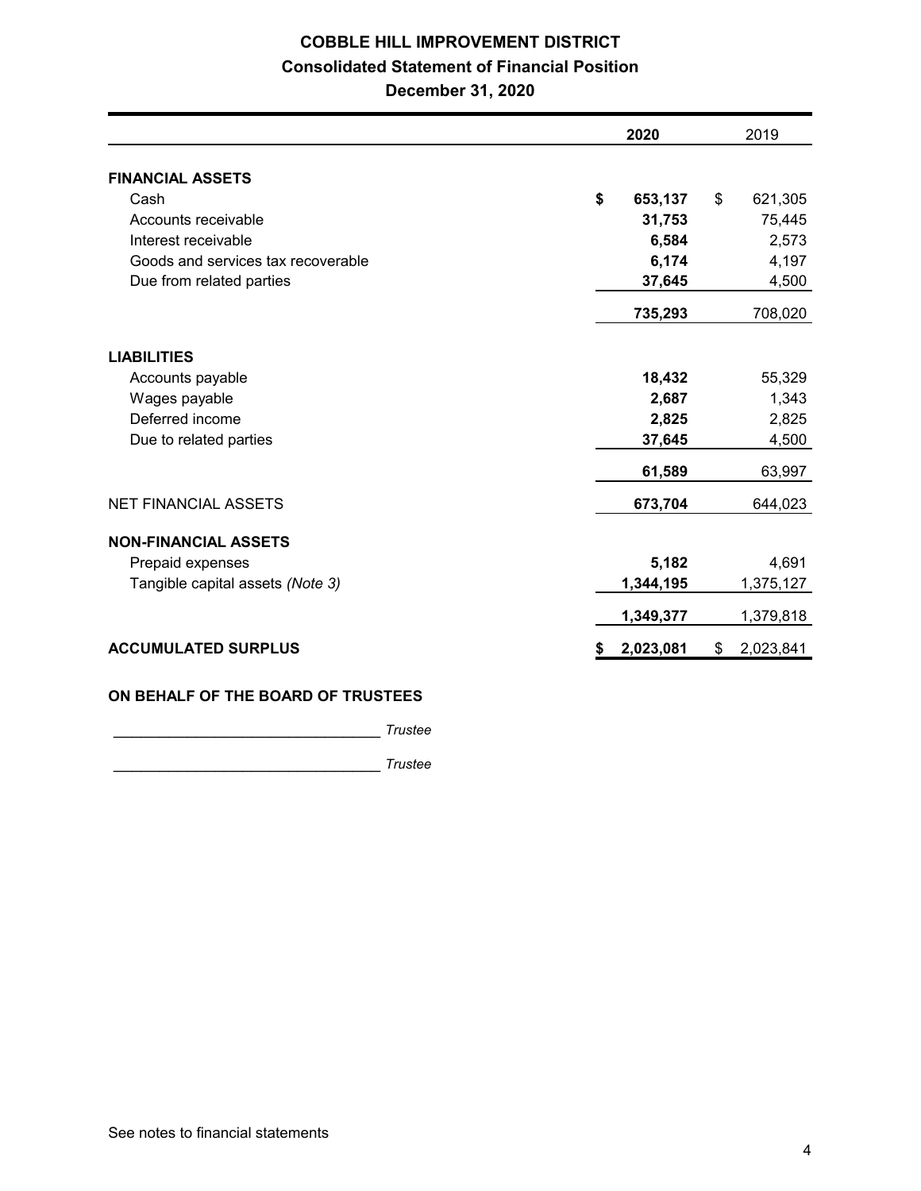# COBBLE HILL IMPROVEMENT DISTRICT

## Consolidated Statement of Financial Position

### December 31, 2020

| | 2020 | 2019 |
|---|---|---|
| **FINANCIAL ASSETS** | | |
| Cash | **$ 653,137** | $ 621,305 |
| Accounts receivable | **31,753** | 75,445 |
| Interest receivable | **6,584** | 2,573 |
| Goods and services tax recoverable | **6,174** | 4,197 |
| Due from related parties | **37,645** | 4,500 |
| | **735,293** | 708,020 |
| **LIABILITIES** | | |
| Accounts payable | **18,432** | 55,329 |
| Wages payable | **2,687** | 1,343 |
| Deferred income | **2,825** | 2,825 |
| Due to related parties | **37,645** | 4,500 |
| | **61,589** | 63,997 |
| NET FINANCIAL ASSETS | **673,704** | 644,023 |
| **NON-FINANCIAL ASSETS** | | |
| Prepaid expenses | **5,182** | 4,691 |
| Tangible capital assets *(Note 3)* | **1,344,195** | 1,375,127 |
| | **1,349,377** | 1,379,818 |
| **ACCUMULATED SURPLUS** | **$ 2,023,081** | $ 2,023,841 |

**ON BEHALF OF THE BOARD OF TRUSTEES**

________________________________ *Trustee*

________________________________ *Trustee*

See notes to financial statements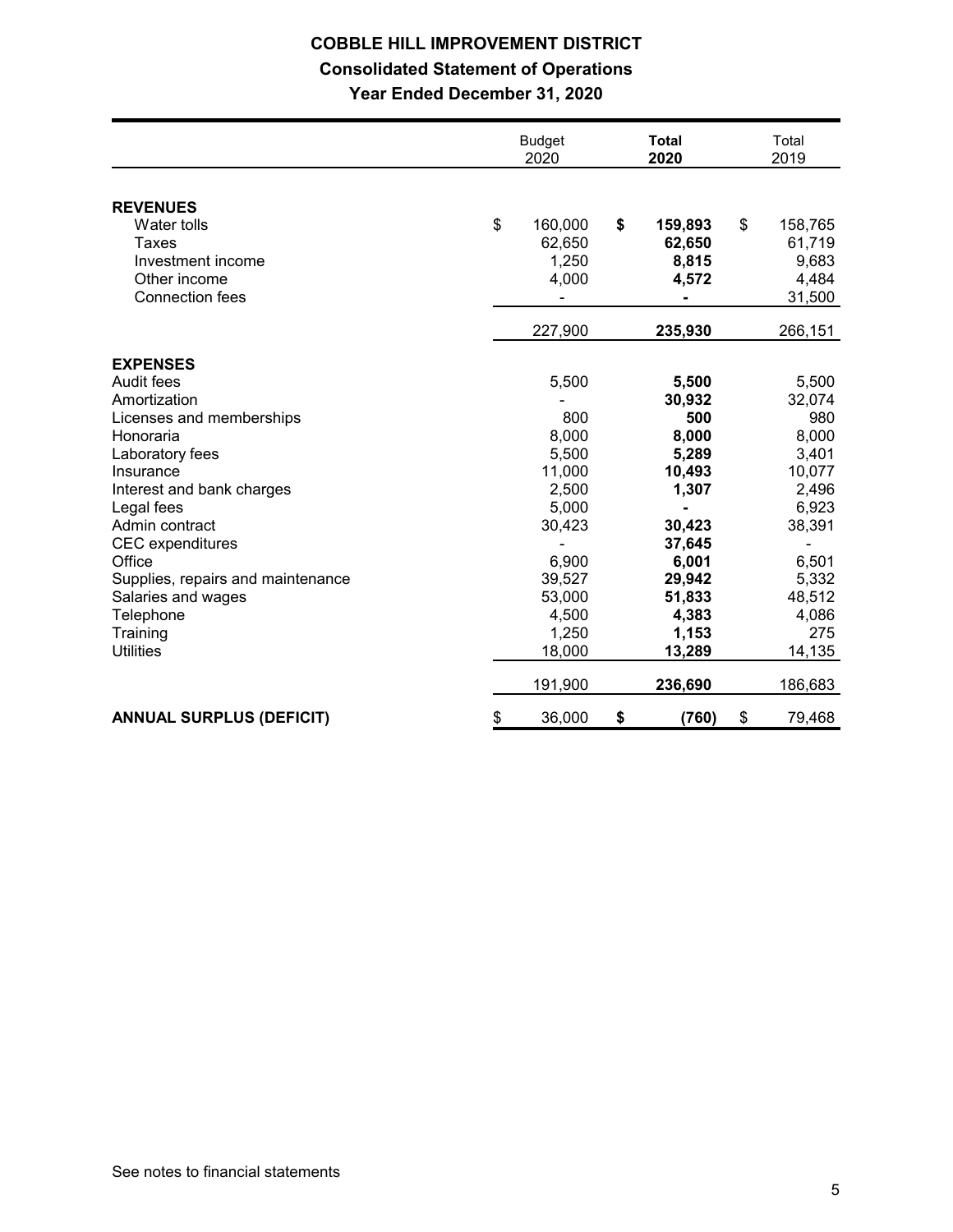# COBBLE HILL IMPROVEMENT DISTRICT

## Consolidated Statement of Operations

### Year Ended December 31, 2020

| | Budget 2020 | **Total 2020** | Total 2019 |
|---|---|---|---|
| **REVENUES** | | | |
| Water tolls | $ 160,000 | **$ 159,893** | $ 158,765 |
| Taxes | 62,650 | **62,650** | 61,719 |
| Investment income | 1,250 | **8,815** | 9,683 |
| Other income | 4,000 | **4,572** | 4,484 |
| Connection fees | - | **-** | 31,500 |
| | 227,900 | **235,930** | 266,151 |
| **EXPENSES** | | | |
| Audit fees | 5,500 | **5,500** | 5,500 |
| Amortization | - | **30,932** | 32,074 |
| Licenses and memberships | 800 | **500** | 980 |
| Honoraria | 8,000 | **8,000** | 8,000 |
| Laboratory fees | 5,500 | **5,289** | 3,401 |
| Insurance | 11,000 | **10,493** | 10,077 |
| Interest and bank charges | 2,500 | **1,307** | 2,496 |
| Legal fees | 5,000 | **-** | 6,923 |
| Admin contract | 30,423 | **30,423** | 38,391 |
| CEC expenditures | - | **37,645** | - |
| Office | 6,900 | **6,001** | 6,501 |
| Supplies, repairs and maintenance | 39,527 | **29,942** | 5,332 |
| Salaries and wages | 53,000 | **51,833** | 48,512 |
| Telephone | 4,500 | **4,383** | 4,086 |
| Training | 1,250 | **1,153** | 275 |
| Utilities | 18,000 | **13,289** | 14,135 |
| | 191,900 | **236,690** | 186,683 |
| **ANNUAL SURPLUS (DEFICIT)** | $ 36,000 | **$ (760)** | $ 79,468 |

See notes to financial statements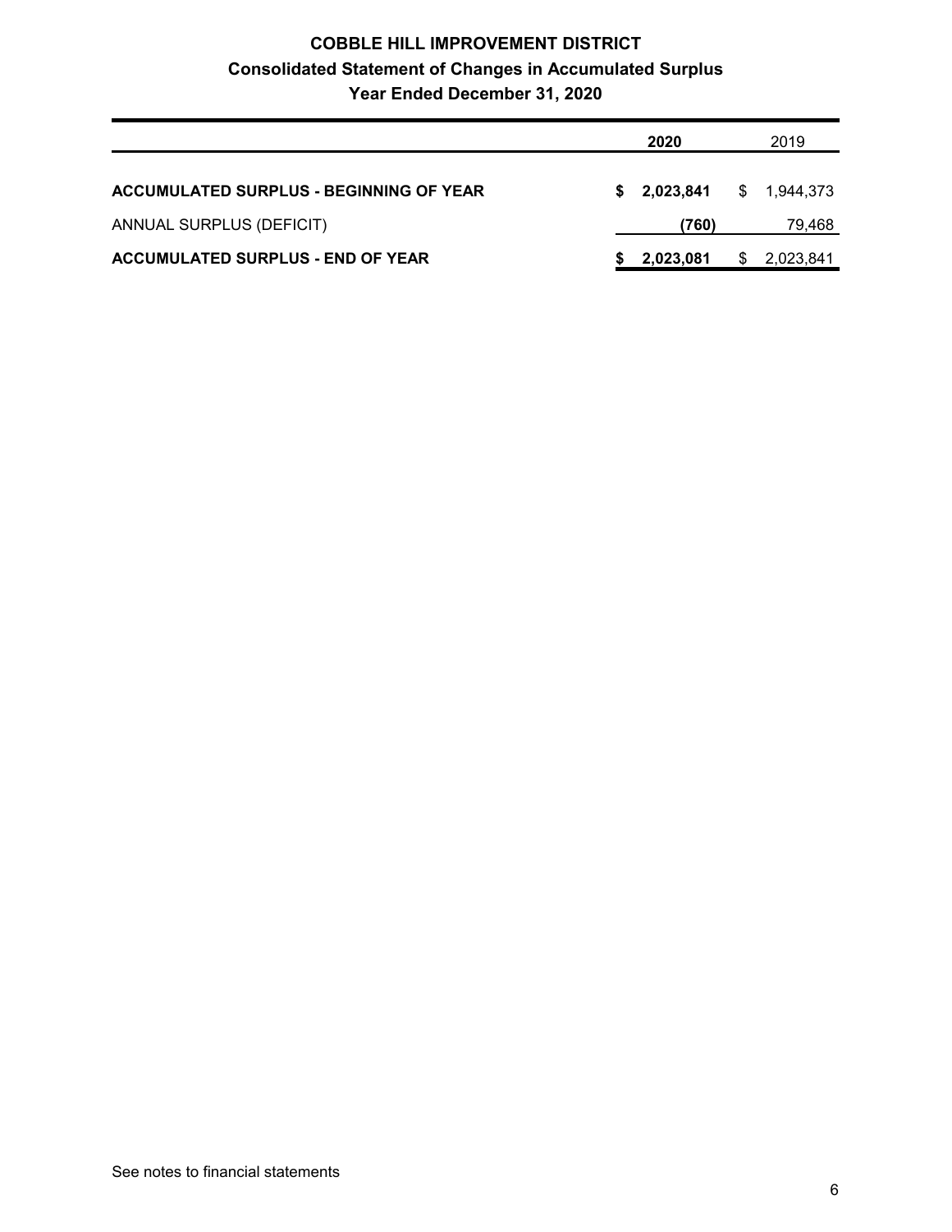# COBBLE HILL IMPROVEMENT DISTRICT

## Consolidated Statement of Changes in Accumulated Surplus

### Year Ended December 31, 2020

| | 2020 | 2019 |
|---|---|---|
| **ACCUMULATED SURPLUS - BEGINNING OF YEAR** | **$ 2,023,841** | $ 1,944,373 |
| ANNUAL SURPLUS (DEFICIT) | **(760)** | 79,468 |
| **ACCUMULATED SURPLUS - END OF YEAR** | **$ 2,023,081** | $ 2,023,841 |

See notes to financial statements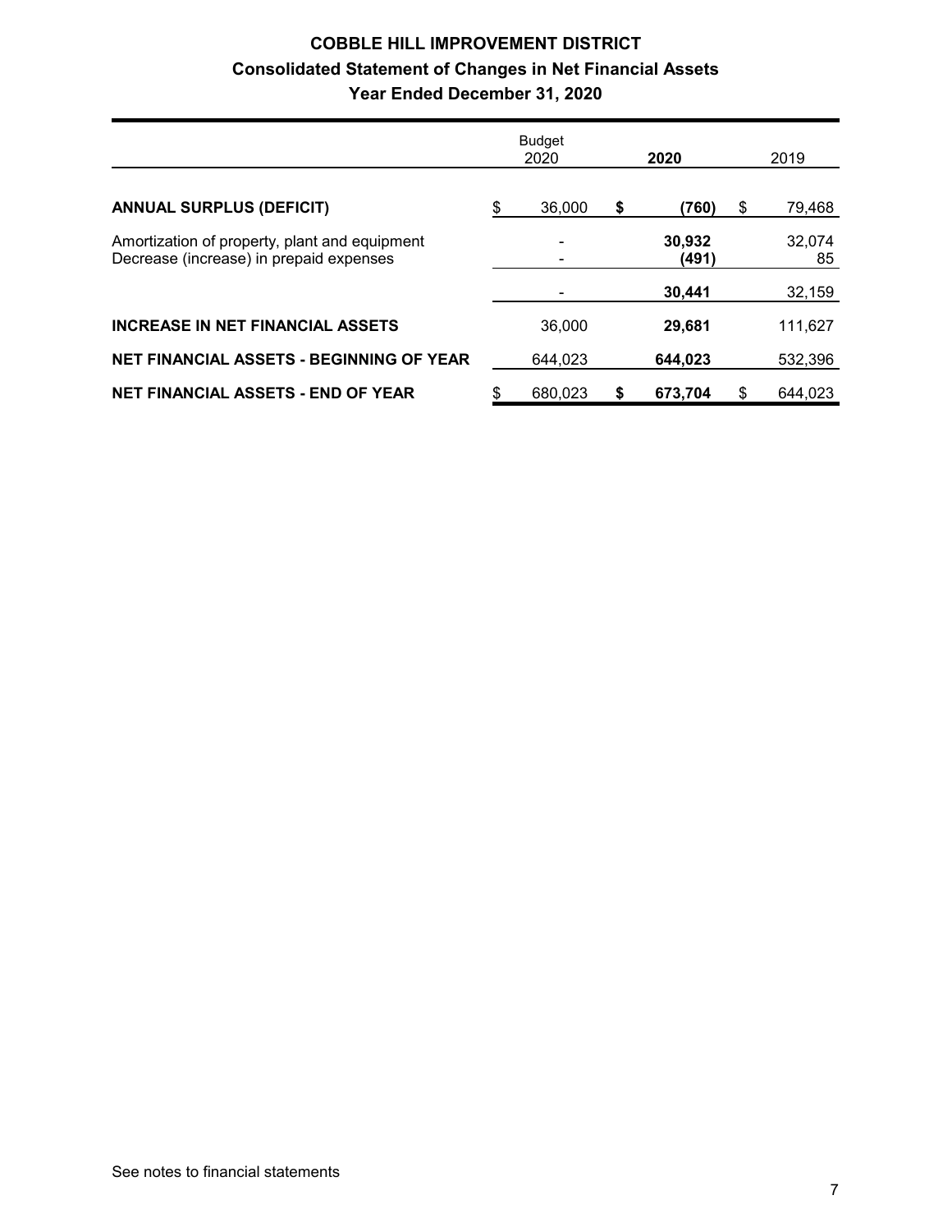# COBBLE HILL IMPROVEMENT DISTRICT

## Consolidated Statement of Changes in Net Financial Assets

## Year Ended December 31, 2020

| | Budget 2020 | 2020 | 2019 |
|---|---|---|---|
| **ANNUAL SURPLUS (DEFICIT)** | $ 36,000 | **$ (760)** | $ 79,468 |
| Amortization of property, plant and equipment | - | **30,932** | 32,074 |
| Decrease (increase) in prepaid expenses | - | **(491)** | 85 |
| | - | **30,441** | 32,159 |
| **INCREASE IN NET FINANCIAL ASSETS** | 36,000 | **29,681** | 111,627 |
| **NET FINANCIAL ASSETS - BEGINNING OF YEAR** | 644,023 | **644,023** | 532,396 |
| **NET FINANCIAL ASSETS - END OF YEAR** | $ 680,023 | **$ 673,704** | $ 644,023 |

See notes to financial statements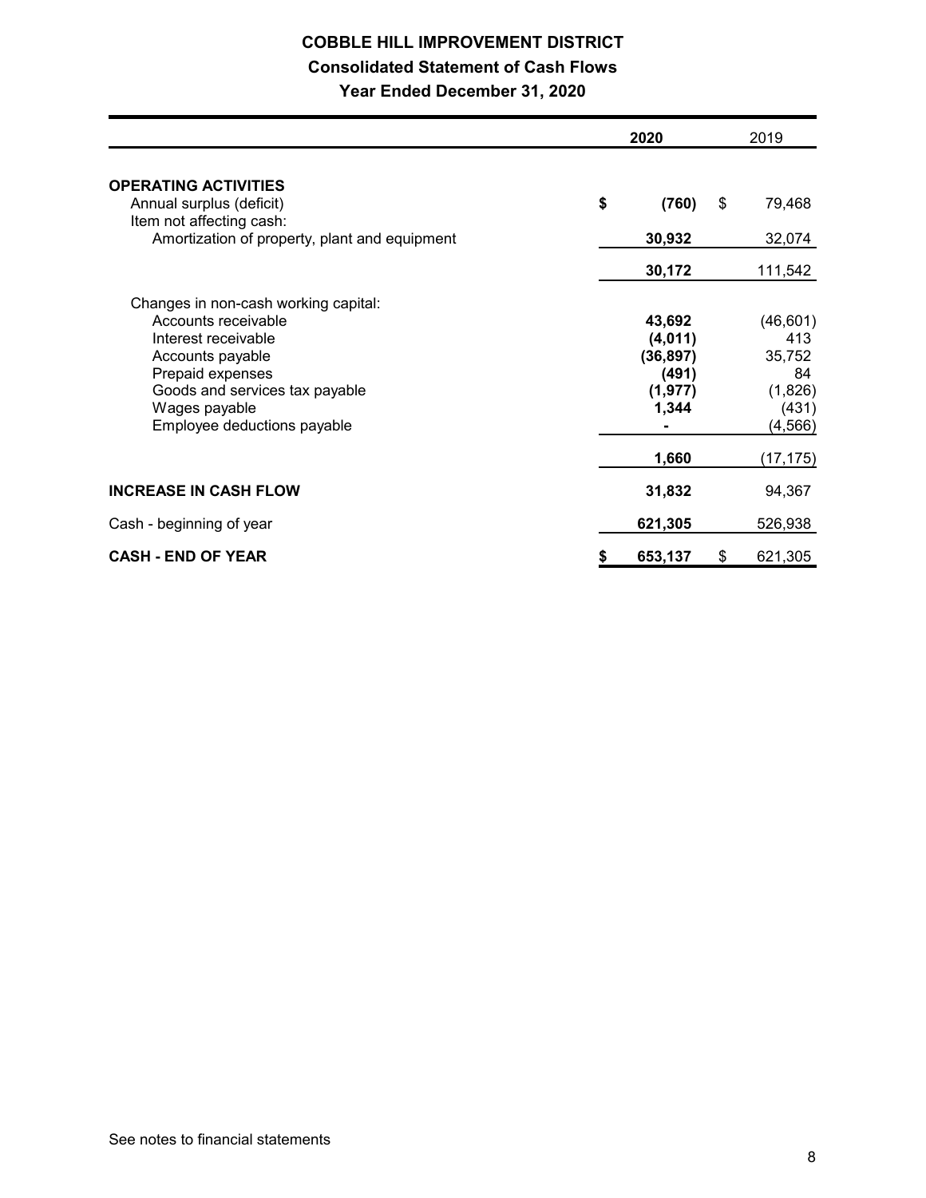# COBBLE HILL IMPROVEMENT DISTRICT

## Consolidated Statement of Cash Flows

### Year Ended December 31, 2020

| | 2020 | 2019 |
|---|---|---|
| **OPERATING ACTIVITIES** | | |
| Annual surplus (deficit) | **$ (760)** | $ 79,468 |
| Item not affecting cash: | | |
| Amortization of property, plant and equipment | **30,932** | 32,074 |
| | **30,172** | 111,542 |
| Changes in non-cash working capital: | | |
| Accounts receivable | **43,692** | (46,601) |
| Interest receivable | **(4,011)** | 413 |
| Accounts payable | **(36,897)** | 35,752 |
| Prepaid expenses | **(491)** | 84 |
| Goods and services tax payable | **(1,977)** | (1,826) |
| Wages payable | **1,344** | (431) |
| Employee deductions payable | **-** | (4,566) |
| | **1,660** | (17,175) |
| **INCREASE IN CASH FLOW** | **31,832** | 94,367 |
| Cash - beginning of year | **621,305** | 526,938 |
| **CASH - END OF YEAR** | **$ 653,137** | $ 621,305 |

See notes to financial statements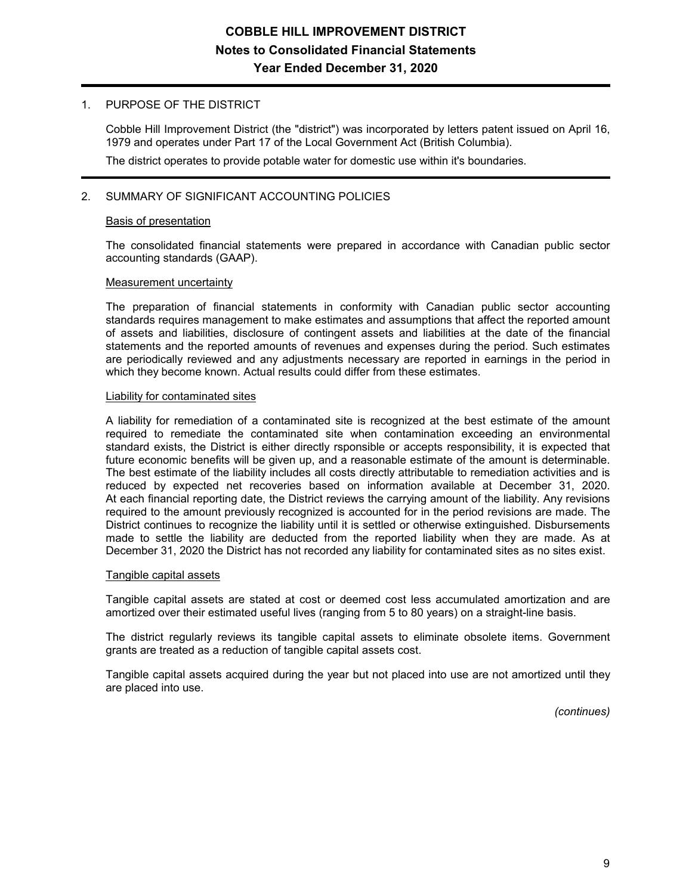# COBBLE HILL IMPROVEMENT DISTRICT
## Notes to Consolidated Financial Statements
## Year Ended December 31, 2020

1. PURPOSE OF THE DISTRICT

   Cobble Hill Improvement District (the "district") was incorporated by letters patent issued on April 16, 1979 and operates under Part 17 of the Local Government Act (British Columbia).

   The district operates to provide potable water for domestic use within it's boundaries.

2. SUMMARY OF SIGNIFICANT ACCOUNTING POLICIES

   Basis of presentation

   The consolidated financial statements were prepared in accordance with Canadian public sector accounting standards (GAAP).

   Measurement uncertainty

   The preparation of financial statements in conformity with Canadian public sector accounting standards requires management to make estimates and assumptions that affect the reported amount of assets and liabilities, disclosure of contingent assets and liabilities at the date of the financial statements and the reported amounts of revenues and expenses during the period. Such estimates are periodically reviewed and any adjustments necessary are reported in earnings in the period in which they become known. Actual results could differ from these estimates.

   Liability for contaminated sites

   A liability for remediation of a contaminated site is recognized at the best estimate of the amount required to remediate the contaminated site when contamination exceeding an environmental standard exists, the District is either directly rsponsible or accepts responsibility, it is expected that future economic benefits will be given up, and a reasonable estimate of the amount is determinable. The best estimate of the liability includes all costs directly attributable to remediation activities and is reduced by expected net recoveries based on information available at December 31, 2020. At each financial reporting date, the District reviews the carrying amount of the liability. Any revisions required to the amount previously recognized is accounted for in the period revisions are made. The District continues to recognize the liability until it is settled or otherwise extinguished. Disbursements made to settle the liability are deducted from the reported liability when they are made. As at December 31, 2020 the District has not recorded any liability for contaminated sites as no sites exist.

   Tangible capital assets

   Tangible capital assets are stated at cost or deemed cost less accumulated amortization and are amortized over their estimated useful lives (ranging from 5 to 80 years) on a straight-line basis.

   The district regularly reviews its tangible capital assets to eliminate obsolete items. Government grants are treated as a reduction of tangible capital assets cost.

   Tangible capital assets acquired during the year but not placed into use are not amortized until they are placed into use.

*(continues)*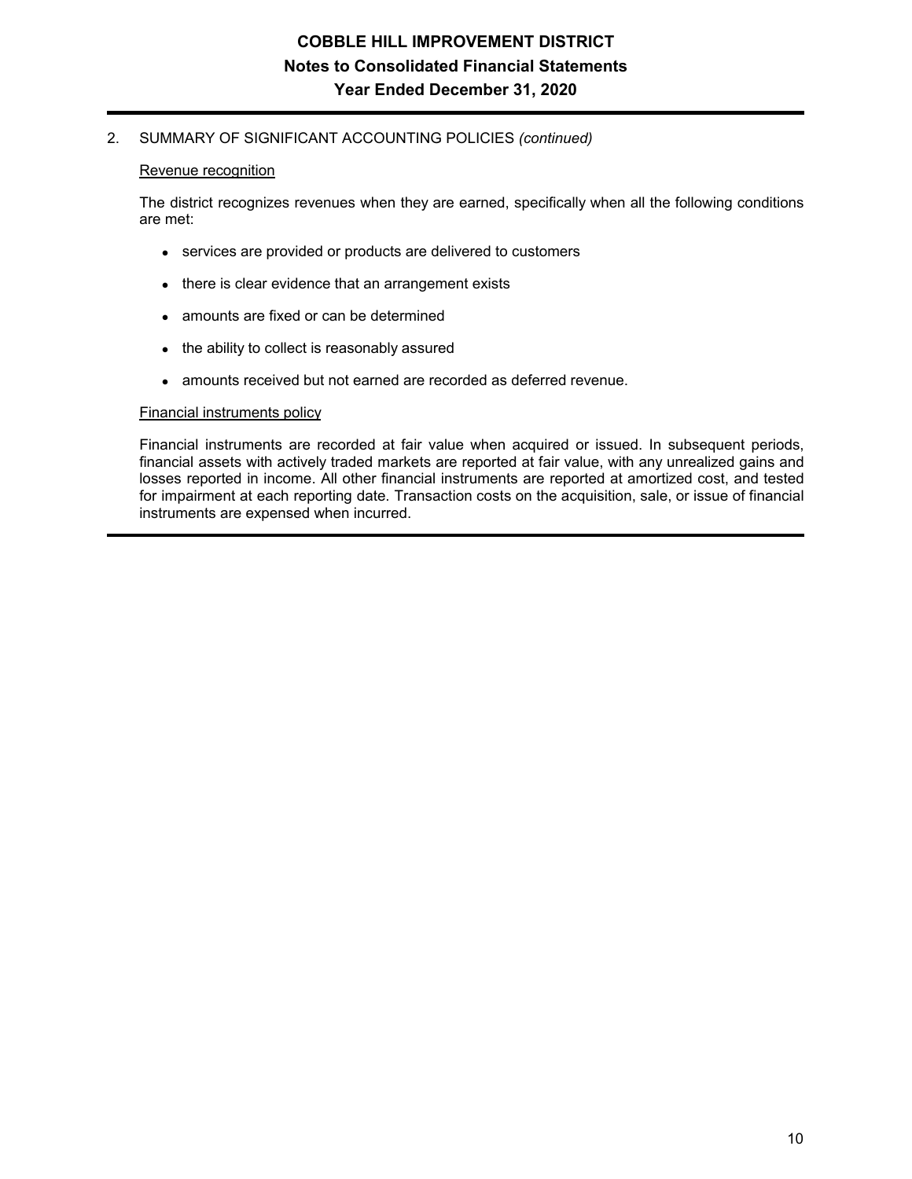## 2. SUMMARY OF SIGNIFICANT ACCOUNTING POLICIES *(continued)*

### Revenue recognition

The district recognizes revenues when they are earned, specifically when all the following conditions are met:

- services are provided or products are delivered to customers
- there is clear evidence that an arrangement exists
- amounts are fixed or can be determined
- the ability to collect is reasonably assured
- amounts received but not earned are recorded as deferred revenue.

### Financial instruments policy

Financial instruments are recorded at fair value when acquired or issued. In subsequent periods, financial assets with actively traded markets are reported at fair value, with any unrealized gains and losses reported in income. All other financial instruments are reported at amortized cost, and tested for impairment at each reporting date. Transaction costs on the acquisition, sale, or issue of financial instruments are expensed when incurred.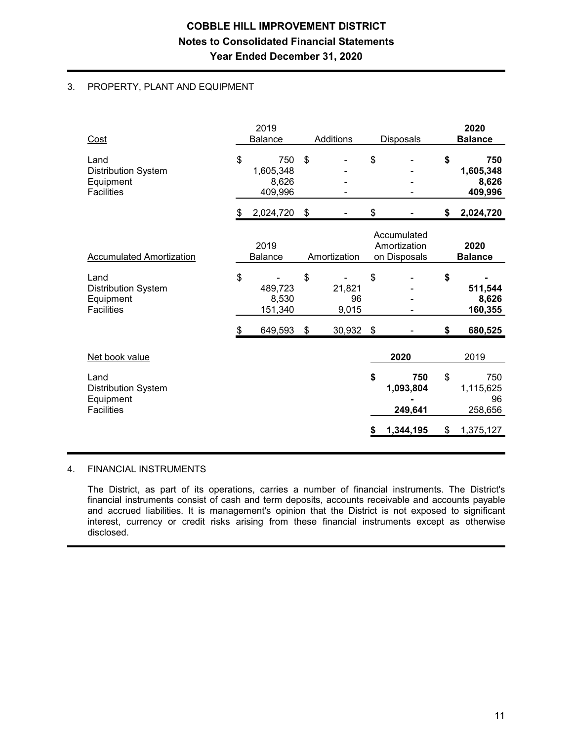# COBBLE HILL IMPROVEMENT DISTRICT

## Notes to Consolidated Financial Statements

## Year Ended December 31, 2020

3. PROPERTY, PLANT AND EQUIPMENT

| Cost | 2019 Balance | Additions | Disposals | **2020 Balance** |
|---|---|---|---|---|
| Land | $ 750 | $ - | $ - | **$ 750** |
| Distribution System | 1,605,348 | - | - | **1,605,348** |
| Equipment | 8,626 | - | - | **8,626** |
| Facilities | 409,996 | - | - | **409,996** |
| | $ 2,024,720 | $ - | $ - | **$ 2,024,720** |

| Accumulated Amortization | 2019 Balance | Amortization | Accumulated Amortization on Disposals | **2020 Balance** |
|---|---|---|---|---|
| Land | $ - | $ - | $ - | **$ -** |
| Distribution System | 489,723 | 21,821 | - | **511,544** |
| Equipment | 8,530 | 96 | - | **8,626** |
| Facilities | 151,340 | 9,015 | - | **160,355** |
| | $ 649,593 | $ 30,932 | $ - | **$ 680,525** |

| Net book value | **2020** | 2019 |
|---|---|---|
| Land | **$ 750** | $ 750 |
| Distribution System | **1,093,804** | 1,115,625 |
| Equipment | **-** | 96 |
| Facilities | **249,641** | 258,656 |
| | **$ 1,344,195** | $ 1,375,127 |

4. FINANCIAL INSTRUMENTS

The District, as part of its operations, carries a number of financial instruments. The District's financial instruments consist of cash and term deposits, accounts receivable and accounts payable and accrued liabilities. It is management's opinion that the District is not exposed to significant interest, currency or credit risks arising from these financial instruments except as otherwise disclosed.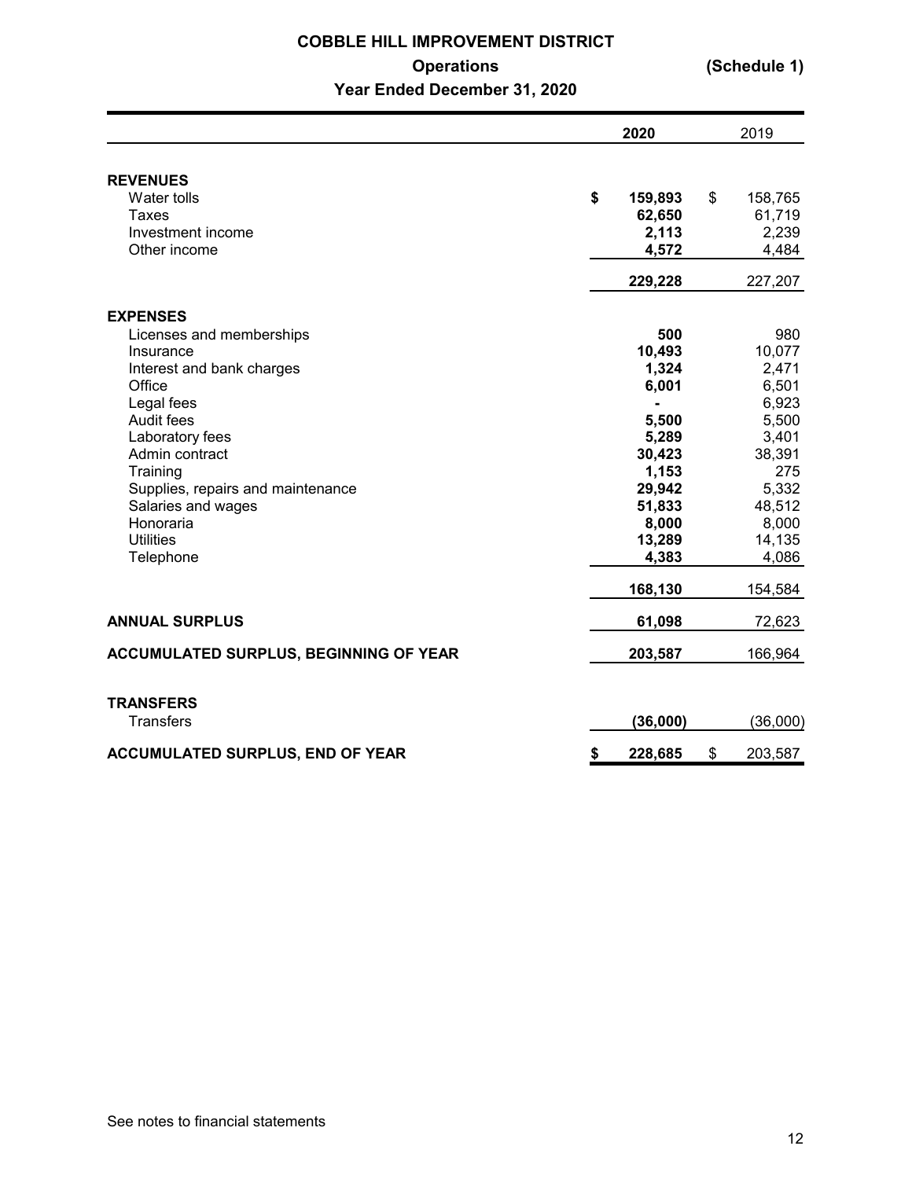# COBBLE HILL IMPROVEMENT DISTRICT

## Operations (Schedule 1)

### Year Ended December 31, 2020

| | 2020 | 2019 |
|---|---|---|
| **REVENUES** | | |
| Water tolls | $ 159,893 | $ 158,765 |
| Taxes | 62,650 | 61,719 |
| Investment income | 2,113 | 2,239 |
| Other income | 4,572 | 4,484 |
| | 229,228 | 227,207 |
| **EXPENSES** | | |
| Licenses and memberships | 500 | 980 |
| Insurance | 10,493 | 10,077 |
| Interest and bank charges | 1,324 | 2,471 |
| Office | 6,001 | 6,501 |
| Legal fees | - | 6,923 |
| Audit fees | 5,500 | 5,500 |
| Laboratory fees | 5,289 | 3,401 |
| Admin contract | 30,423 | 38,391 |
| Training | 1,153 | 275 |
| Supplies, repairs and maintenance | 29,942 | 5,332 |
| Salaries and wages | 51,833 | 48,512 |
| Honoraria | 8,000 | 8,000 |
| Utilities | 13,289 | 14,135 |
| Telephone | 4,383 | 4,086 |
| | 168,130 | 154,584 |
| **ANNUAL SURPLUS** | 61,098 | 72,623 |
| **ACCUMULATED SURPLUS, BEGINNING OF YEAR** | 203,587 | 166,964 |
| **TRANSFERS** | | |
| Transfers | (36,000) | (36,000) |
| **ACCUMULATED SURPLUS, END OF YEAR** | $ 228,685 | $ 203,587 |

See notes to financial statements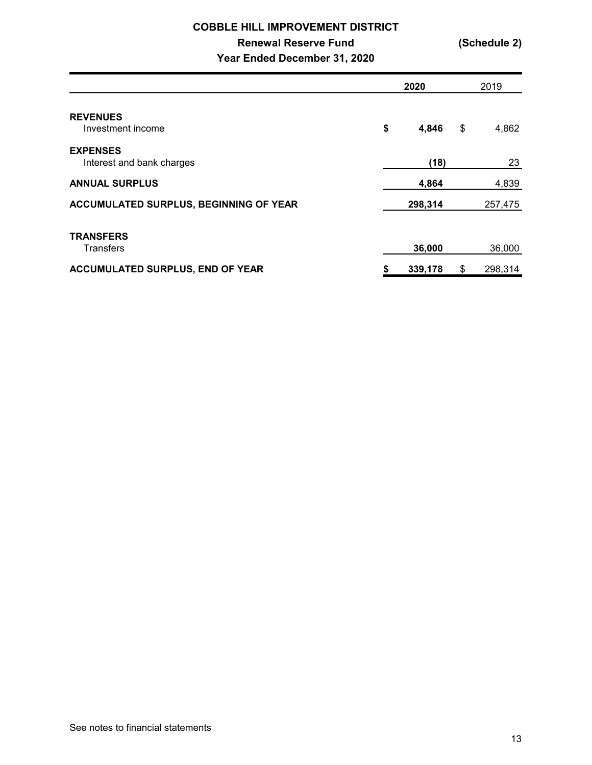# COBBLE HILL IMPROVEMENT DISTRICT

## Renewal Reserve Fund (Schedule 2)

### Year Ended December 31, 2020

| | 2020 | 2019 |
|---|---|---|
| **REVENUES** | | |
| Investment income | **$ 4,846** | $ 4,862 |
| **EXPENSES** | | |
| Interest and bank charges | **(18)** | 23 |
| **ANNUAL SURPLUS** | **4,864** | 4,839 |
| **ACCUMULATED SURPLUS, BEGINNING OF YEAR** | **298,314** | 257,475 |
| **TRANSFERS** | | |
| Transfers | **36,000** | 36,000 |
| **ACCUMULATED SURPLUS, END OF YEAR** | **$ 339,178** | $ 298,314 |

See notes to financial statements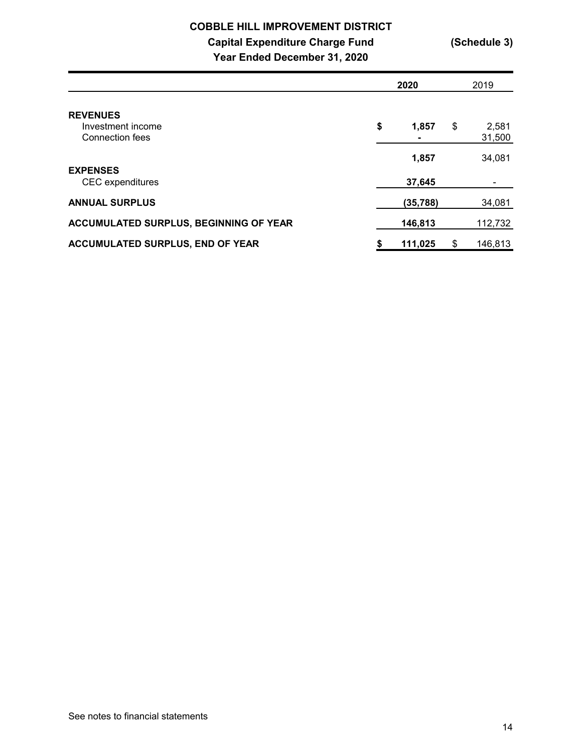**COBBLE HILL IMPROVEMENT DISTRICT**

**Capital Expenditure Charge Fund** **(Schedule 3)**

**Year Ended December 31, 2020**

| | 2020 | 2019 |
|---|---|---|
| **REVENUES** | | |
| Investment income | **$ 1,857** | $ 2,581 |
| Connection fees | **-** | 31,500 |
| | **1,857** | 34,081 |
| **EXPENSES** | | |
| CEC expenditures | **37,645** | - |
| **ANNUAL SURPLUS** | **(35,788)** | 34,081 |
| **ACCUMULATED SURPLUS, BEGINNING OF YEAR** | **146,813** | 112,732 |
| **ACCUMULATED SURPLUS, END OF YEAR** | **$ 111,025** | $ 146,813 |

See notes to financial statements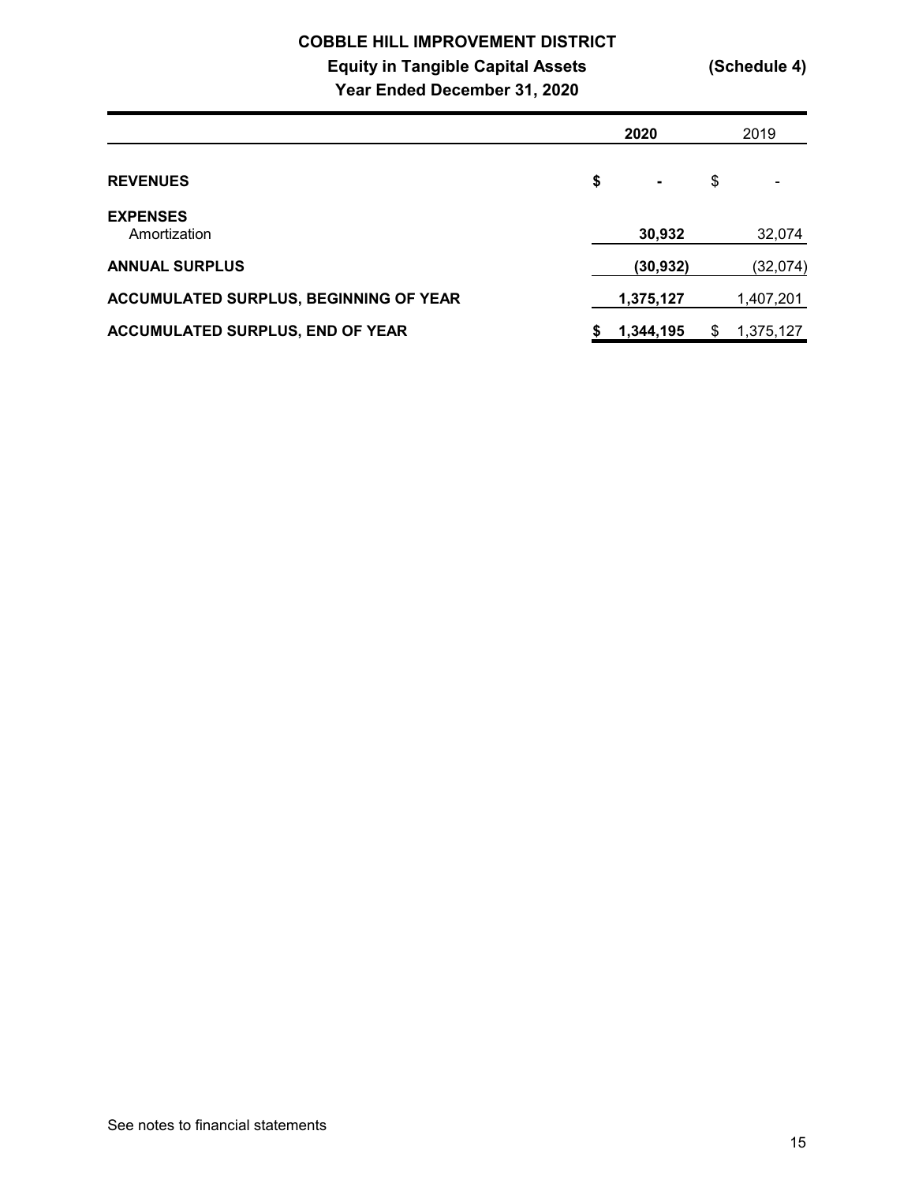# COBBLE HILL IMPROVEMENT DISTRICT

## Equity in Tangible Capital Assets (Schedule 4)

### Year Ended December 31, 2020

| | 2020 | 2019 |
|---|---|---|
| **REVENUES** | **$ -** | $ - |
| **EXPENSES** | | |
| Amortization | **30,932** | 32,074 |
| **ANNUAL SURPLUS** | **(30,932)** | (32,074) |
| **ACCUMULATED SURPLUS, BEGINNING OF YEAR** | **1,375,127** | 1,407,201 |
| **ACCUMULATED SURPLUS, END OF YEAR** | **$ 1,344,195** | $ 1,375,127 |

See notes to financial statements